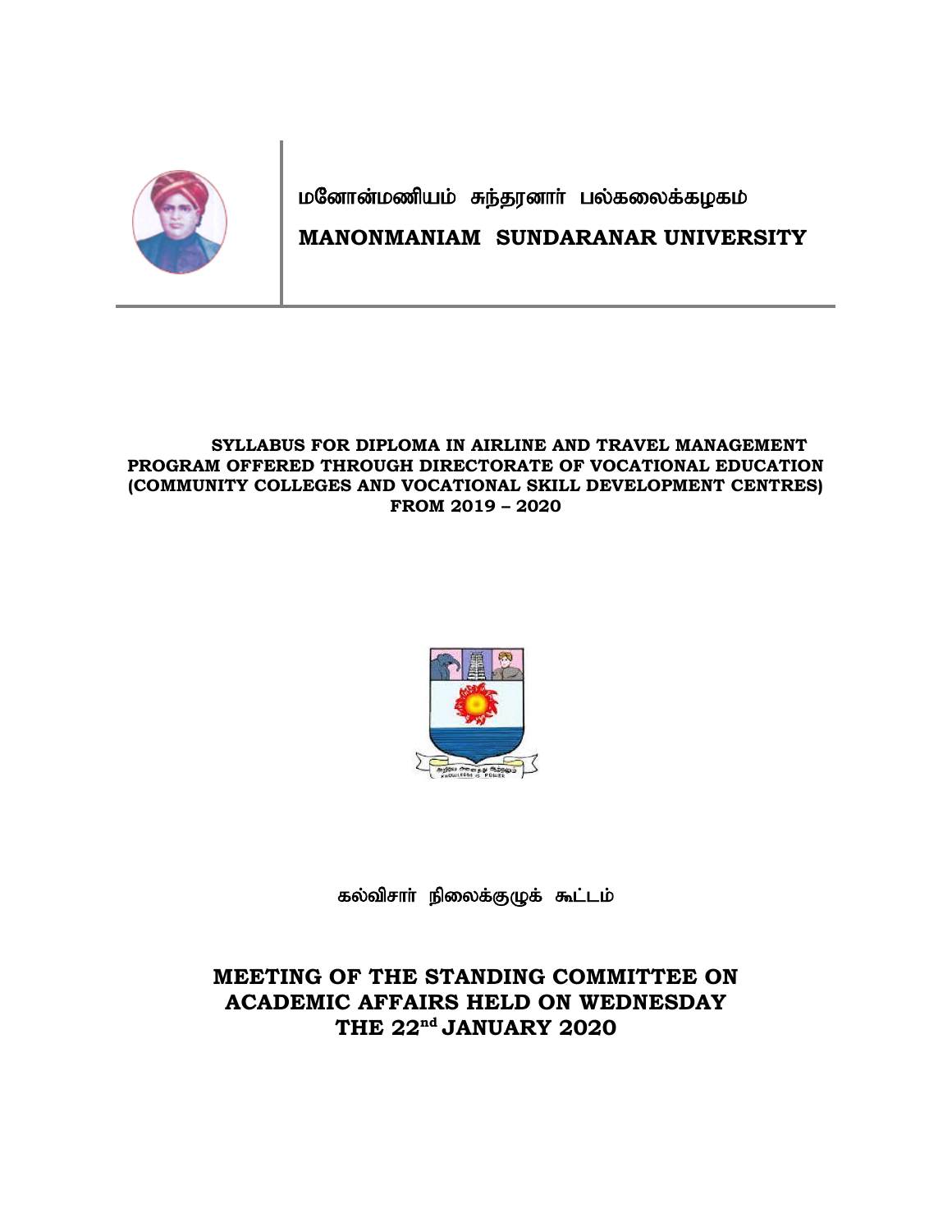# மனோன்மணியம் சுந்தரனார் பல்கலைக்கழகம்

# MANONMANIAM SUNDARANAR UNIVERSITY

**SYLLABUS FOR DIPLOMA IN AIRLINE AND TRAVEL MANAGEMENT PROGRAM OFFERED THROUGH DIRECTORATE OF VOCATIONAL EDUCATION (COMMUNITY COLLEGES AND VOCATIONAL SKILL DEVELOPMENT CENTRES) FROM 2019 – 2020**

கல்விசார் நிலைக்குழுக் கூட்டம்

## MEETING OF THE STANDING COMMITTEE ON ACADEMIC AFFAIRS HELD ON WEDNESDAY THE 22nd JANUARY 2020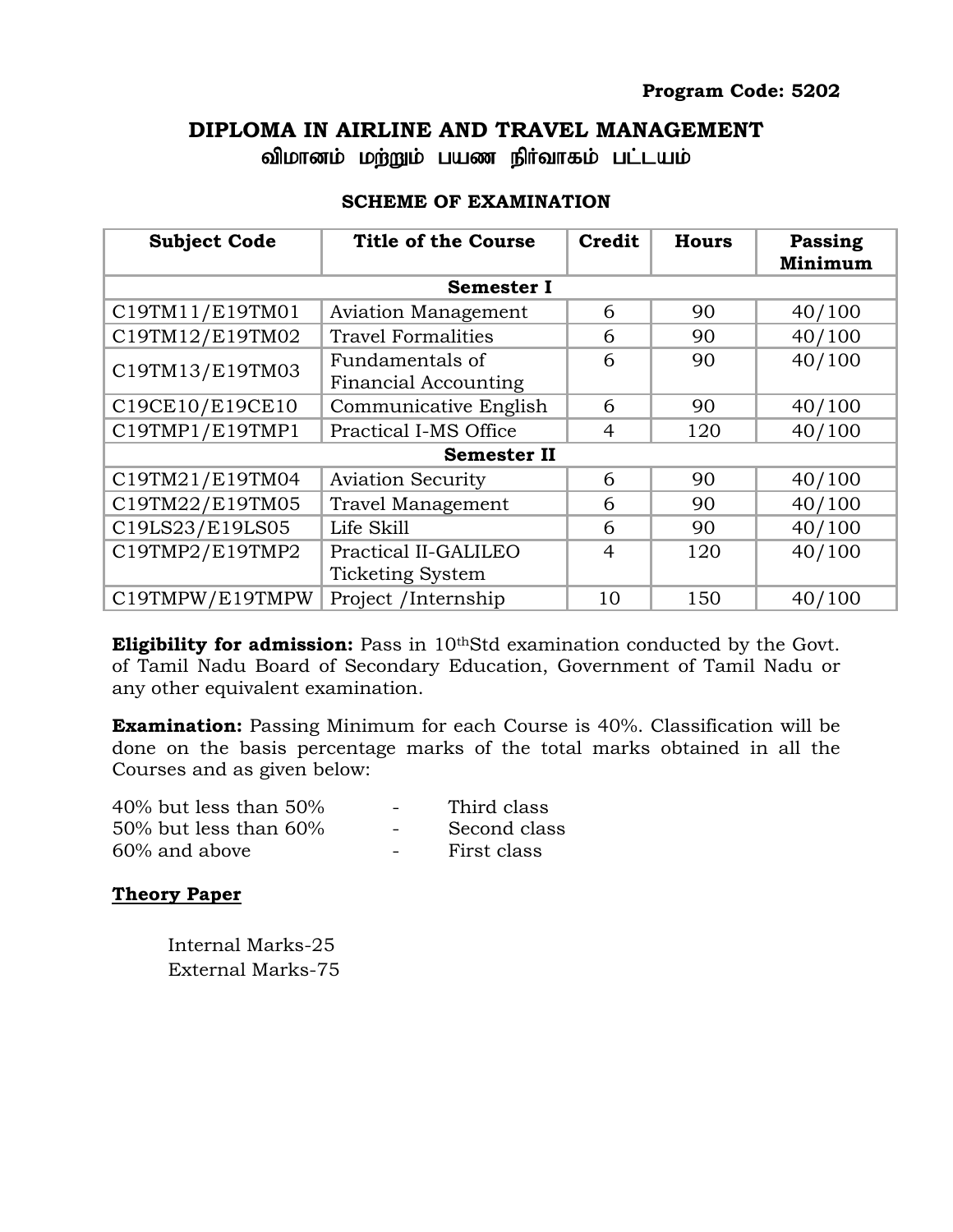Program Code: 5202

# DIPLOMA IN AIRLINE AND TRAVEL MANAGEMENT
## விமானம் மற்றும் பயண நிர்வாகம் பட்டயம்

### SCHEME OF EXAMINATION

| Subject Code | Title of the Course | Credit | Hours | Passing Minimum |
|---|---|---|---|---|
| **Semester I** | | | | |
| C19TM11/E19TM01 | Aviation Management | 6 | 90 | 40/100 |
| C19TM12/E19TM02 | Travel Formalities | 6 | 90 | 40/100 |
| C19TM13/E19TM03 | Fundamentals of Financial Accounting | 6 | 90 | 40/100 |
| C19CE10/E19CE10 | Communicative English | 6 | 90 | 40/100 |
| C19TMP1/E19TMP1 | Practical I-MS Office | 4 | 120 | 40/100 |
| **Semester II** | | | | |
| C19TM21/E19TM04 | Aviation Security | 6 | 90 | 40/100 |
| C19TM22/E19TM05 | Travel Management | 6 | 90 | 40/100 |
| C19LS23/E19LS05 | Life Skill | 6 | 90 | 40/100 |
| C19TMP2/E19TMP2 | Practical II-GALILEO Ticketing System | 4 | 120 | 40/100 |
| C19TMPW/E19TMPW | Project /Internship | 10 | 150 | 40/100 |

**Eligibility for admission:** Pass in 10thStd examination conducted by the Govt. of Tamil Nadu Board of Secondary Education, Government of Tamil Nadu or any other equivalent examination.

**Examination:** Passing Minimum for each Course is 40%. Classification will be done on the basis percentage marks of the total marks obtained in all the Courses and as given below:

40% but less than 50% - Third class
50% but less than 60% - Second class
60% and above - First class

**<u>Theory Paper</u>**

Internal Marks-25
External Marks-75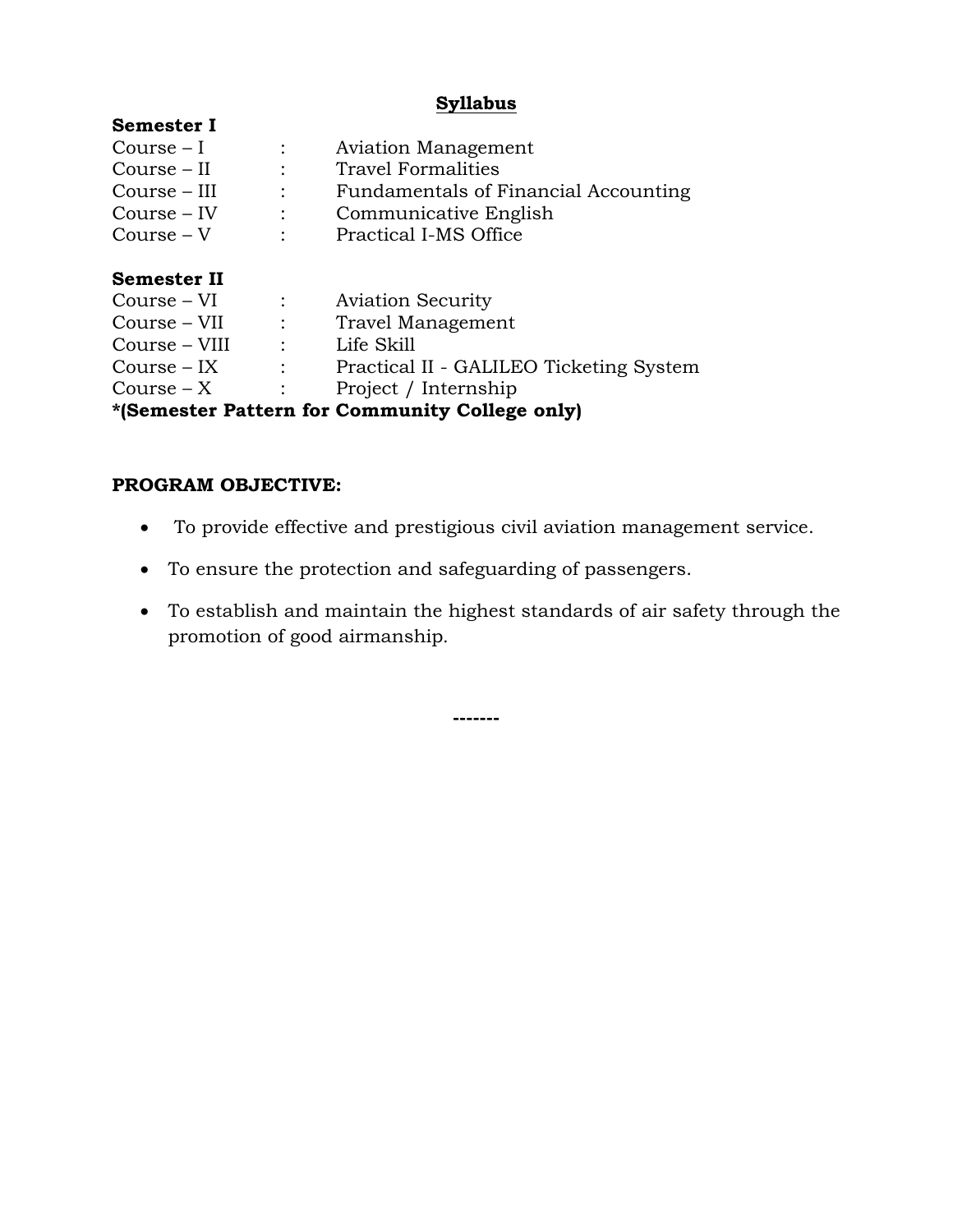## Syllabus

**Semester I**

| | | |
|---|---|---|
| Course – I | : | Aviation Management |
| Course – II | : | Travel Formalities |
| Course – III | : | Fundamentals of Financial Accounting |
| Course – IV | : | Communicative English |
| Course – V | : | Practical I-MS Office |

**Semester II**

| | | |
|---|---|---|
| Course – VI | : | Aviation Security |
| Course – VII | : | Travel Management |
| Course – VIII | : | Life Skill |
| Course – IX | : | Practical II - GALILEO Ticketing System |
| Course – X | : | Project / Internship |

**\*(Semester Pattern for Community College only)**

**PROGRAM OBJECTIVE:**

- To provide effective and prestigious civil aviation management service.
- To ensure the protection and safeguarding of passengers.
- To establish and maintain the highest standards of air safety through the promotion of good airmanship.

-------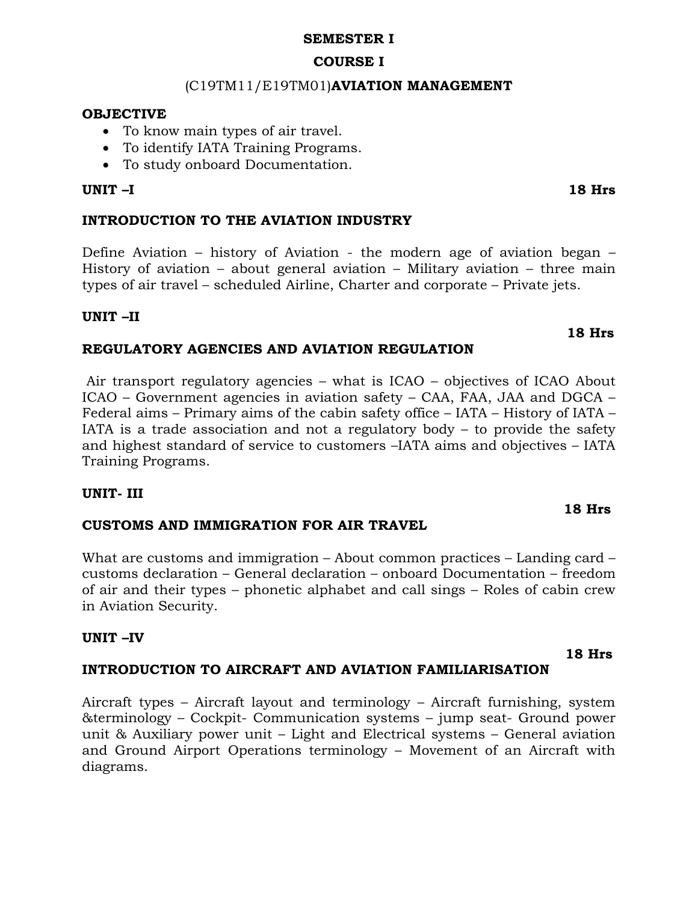**SEMESTER I**

**COURSE I**

(C19TM11/E19TM01)**AVIATION MANAGEMENT**

**OBJECTIVE**

- To know main types of air travel.
- To identify IATA Training Programs.
- To study onboard Documentation.

**UNIT –I** **18 Hrs**

**INTRODUCTION TO THE AVIATION INDUSTRY**

Define Aviation – history of Aviation - the modern age of aviation began – History of aviation – about general aviation – Military aviation – three main types of air travel – scheduled Airline, Charter and corporate – Private jets.

**UNIT –II** **18 Hrs**

**REGULATORY AGENCIES AND AVIATION REGULATION**

Air transport regulatory agencies – what is ICAO – objectives of ICAO About ICAO – Government agencies in aviation safety – CAA, FAA, JAA and DGCA – Federal aims – Primary aims of the cabin safety office – IATA – History of IATA – IATA is a trade association and not a regulatory body – to provide the safety and highest standard of service to customers –IATA aims and objectives – IATA Training Programs.

**UNIT- III** **18 Hrs**

**CUSTOMS AND IMMIGRATION FOR AIR TRAVEL**

What are customs and immigration – About common practices – Landing card – customs declaration – General declaration – onboard Documentation – freedom of air and their types – phonetic alphabet and call sings – Roles of cabin crew in Aviation Security.

**UNIT –IV** **18 Hrs**

**INTRODUCTION TO AIRCRAFT AND AVIATION FAMILIARISATION**

Aircraft types – Aircraft layout and terminology – Aircraft furnishing, system &terminology – Cockpit- Communication systems – jump seat- Ground power unit & Auxiliary power unit – Light and Electrical systems – General aviation and Ground Airport Operations terminology – Movement of an Aircraft with diagrams.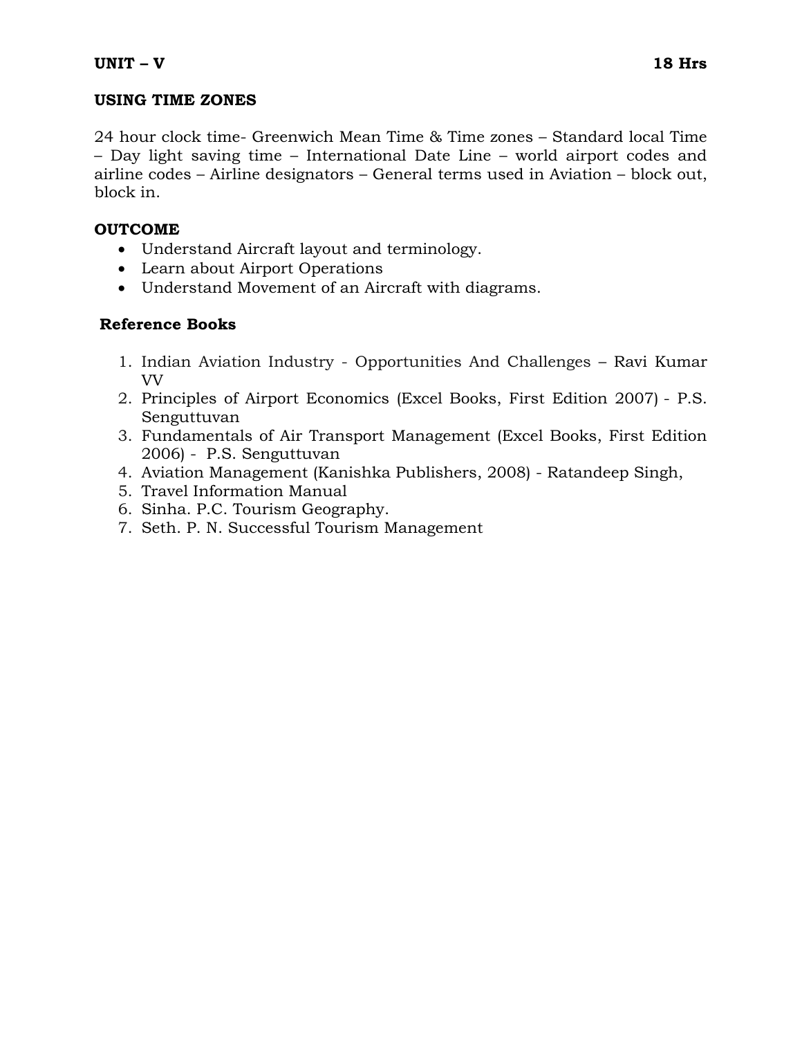**UNIT – V** **18 Hrs**

**USING TIME ZONES**

24 hour clock time- Greenwich Mean Time & Time zones – Standard local Time – Day light saving time – International Date Line – world airport codes and airline codes – Airline designators – General terms used in Aviation – block out, block in.

**OUTCOME**

- Understand Aircraft layout and terminology.
- Learn about Airport Operations
- Understand Movement of an Aircraft with diagrams.

**Reference Books**

1. Indian Aviation Industry - Opportunities And Challenges – Ravi Kumar VV
2. Principles of Airport Economics (Excel Books, First Edition 2007) - P.S. Senguttuvan
3. Fundamentals of Air Transport Management (Excel Books, First Edition 2006) - P.S. Senguttuvan
4. Aviation Management (Kanishka Publishers, 2008) - Ratandeep Singh,
5. Travel Information Manual
6. Sinha. P.C. Tourism Geography.
7. Seth. P. N. Successful Tourism Management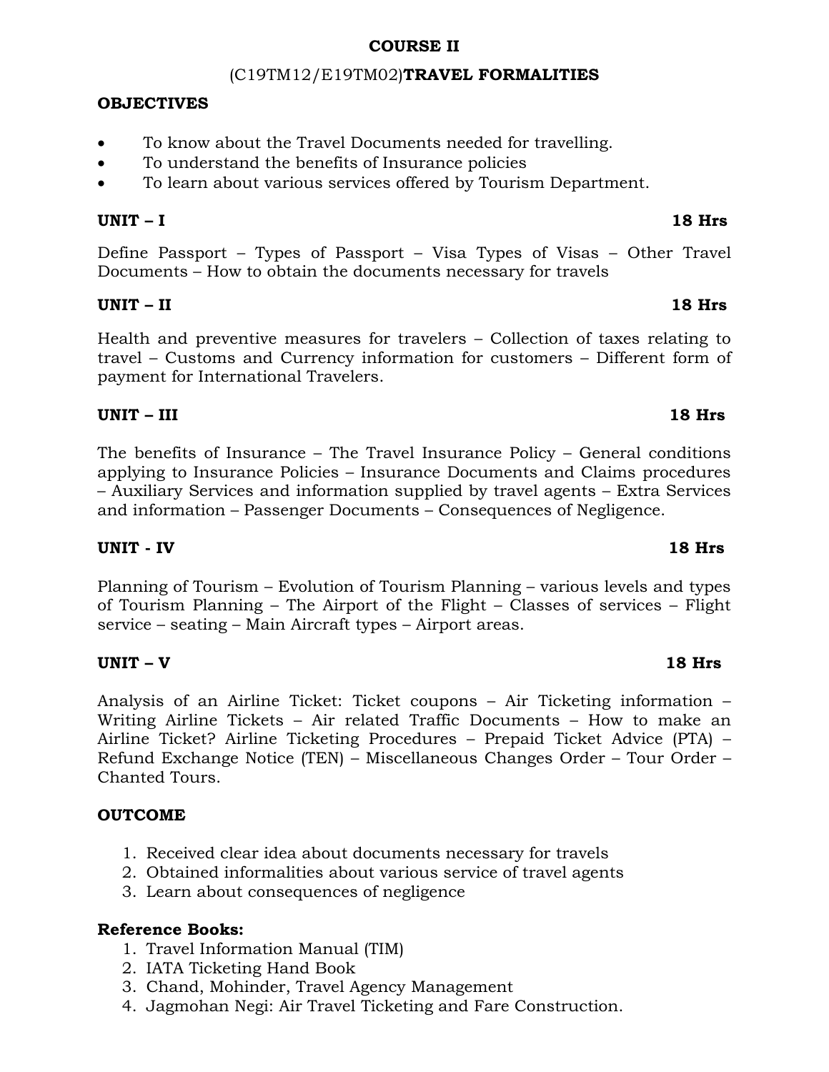# COURSE II

## (C19TM12/E19TM02)**TRAVEL FORMALITIES**

**OBJECTIVES**

- To know about the Travel Documents needed for travelling.
- To understand the benefits of Insurance policies
- To learn about various services offered by Tourism Department.

**UNIT – I** **18 Hrs**

Define Passport – Types of Passport – Visa Types of Visas – Other Travel Documents – How to obtain the documents necessary for travels

**UNIT – II** **18 Hrs**

Health and preventive measures for travelers – Collection of taxes relating to travel – Customs and Currency information for customers – Different form of payment for International Travelers.

**UNIT – III** **18 Hrs**

The benefits of Insurance – The Travel Insurance Policy – General conditions applying to Insurance Policies – Insurance Documents and Claims procedures – Auxiliary Services and information supplied by travel agents – Extra Services and information – Passenger Documents – Consequences of Negligence.

**UNIT - IV** **18 Hrs**

Planning of Tourism – Evolution of Tourism Planning – various levels and types of Tourism Planning – The Airport of the Flight – Classes of services – Flight service – seating – Main Aircraft types – Airport areas.

**UNIT – V** **18 Hrs**

Analysis of an Airline Ticket: Ticket coupons – Air Ticketing information – Writing Airline Tickets – Air related Traffic Documents – How to make an Airline Ticket? Airline Ticketing Procedures – Prepaid Ticket Advice (PTA) – Refund Exchange Notice (TEN) – Miscellaneous Changes Order – Tour Order – Chanted Tours.

**OUTCOME**

1. Received clear idea about documents necessary for travels
2. Obtained informalities about various service of travel agents
3. Learn about consequences of negligence

**Reference Books:**

1. Travel Information Manual (TIM)
2. IATA Ticketing Hand Book
3. Chand, Mohinder, Travel Agency Management
4. Jagmohan Negi: Air Travel Ticketing and Fare Construction.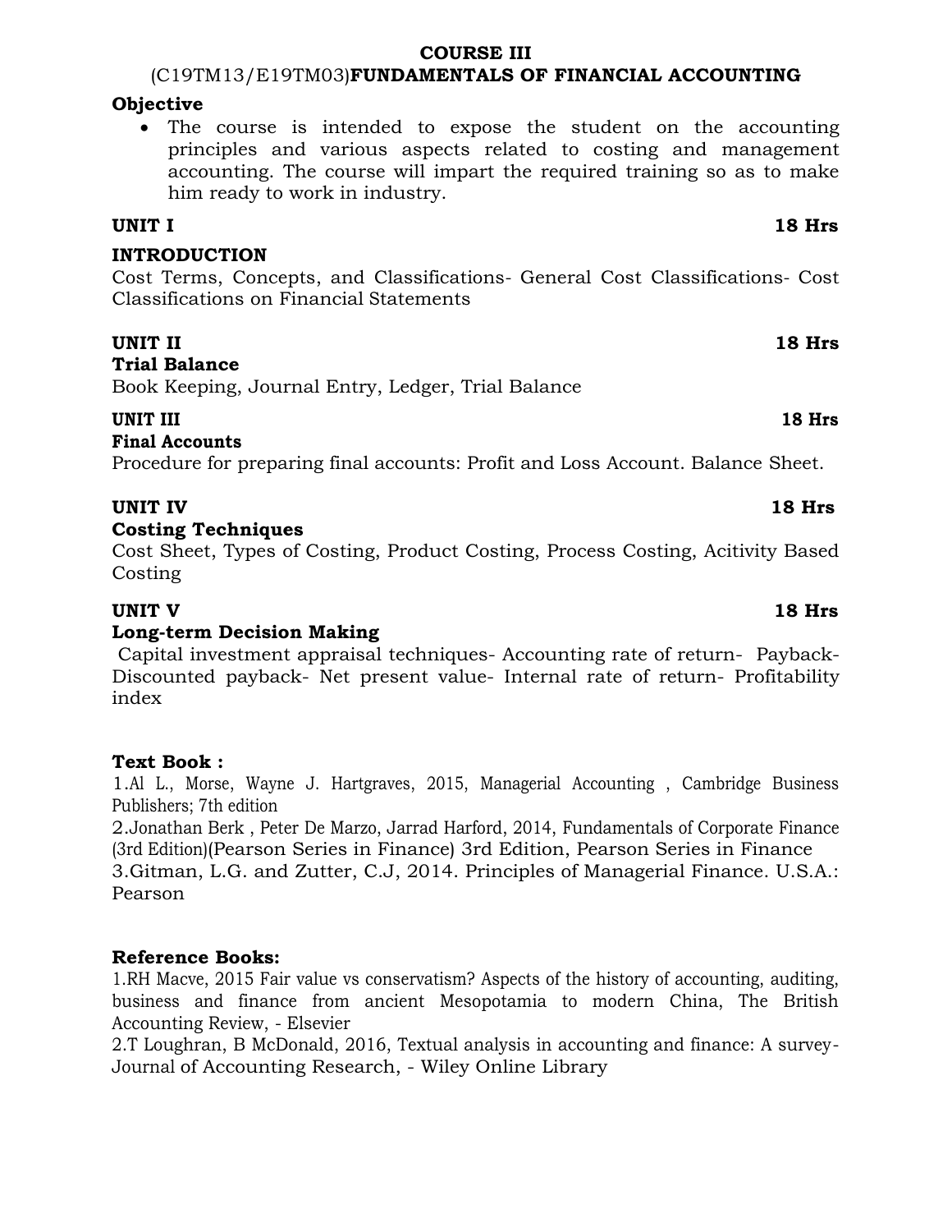# COURSE III

## (C19TM13/E19TM03)**FUNDAMENTALS OF FINANCIAL ACCOUNTING**

**Objective**

- The course is intended to expose the student on the accounting principles and various aspects related to costing and management accounting. The course will impart the required training so as to make him ready to work in industry.

**UNIT I** **18 Hrs**

**INTRODUCTION**

Cost Terms, Concepts, and Classifications- General Cost Classifications- Cost Classifications on Financial Statements

**UNIT II** **18 Hrs**

**Trial Balance**

Book Keeping, Journal Entry, Ledger, Trial Balance

**UNIT III** **18 Hrs**

**Final Accounts**

Procedure for preparing final accounts: Profit and Loss Account. Balance Sheet.

**UNIT IV** **18 Hrs**

**Costing Techniques**

Cost Sheet, Types of Costing, Product Costing, Process Costing, Acitivity Based Costing

**UNIT V** **18 Hrs**

**Long-term Decision Making**

Capital investment appraisal techniques- Accounting rate of return- Payback- Discounted payback- Net present value- Internal rate of return- Profitability index

**Text Book :**

1.Al L., Morse, Wayne J. Hartgraves, 2015, Managerial Accounting , Cambridge Business Publishers; 7th edition

2.Jonathan Berk , Peter De Marzo, Jarrad Harford, 2014, Fundamentals of Corporate Finance (3rd Edition)(Pearson Series in Finance) 3rd Edition, Pearson Series in Finance

3.Gitman, L.G. and Zutter, C.J, 2014. Principles of Managerial Finance. U.S.A.: Pearson

**Reference Books:**

1.RH Macve, 2015 Fair value vs conservatism? Aspects of the history of accounting, auditing, business and finance from ancient Mesopotamia to modern China, The British Accounting Review, - Elsevier

2.T Loughran, B McDonald, 2016, Textual analysis in accounting and finance: A survey- Journal of Accounting Research, - Wiley Online Library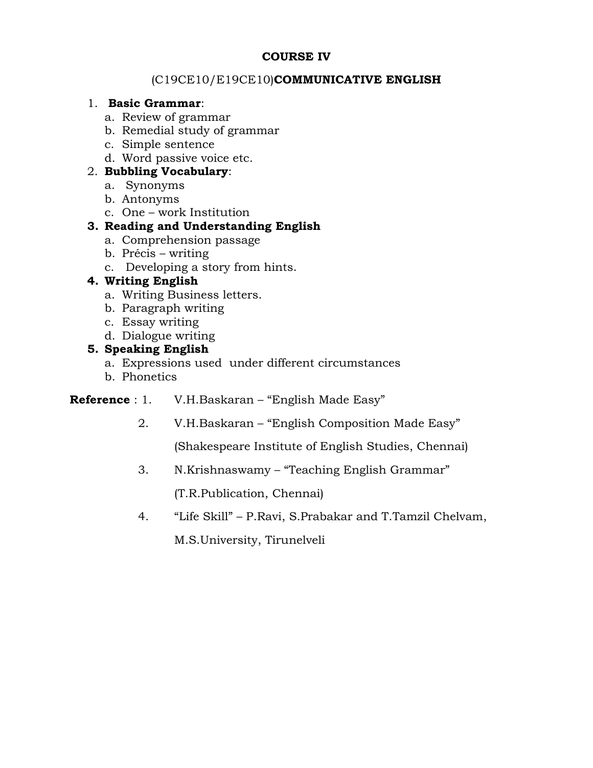**COURSE IV**

(C19CE10/E19CE10)**COMMUNICATIVE ENGLISH**

1. **Basic Grammar**:
   a. Review of grammar
   b. Remedial study of grammar
   c. Simple sentence
   d. Word passive voice etc.
2. **Bubbling Vocabulary**:
   a. Synonyms
   b. Antonyms
   c. One – work Institution
3. **Reading and Understanding English**
   a. Comprehension passage
   b. Précis – writing
   c. Developing a story from hints.
4. **Writing English**
   a. Writing Business letters.
   b. Paragraph writing
   c. Essay writing
   d. Dialogue writing
5. **Speaking English**
   a. Expressions used under different circumstances
   b. Phonetics

**Reference** :

1. V.H.Baskaran – "English Made Easy"
2. V.H.Baskaran – "English Composition Made Easy" (Shakespeare Institute of English Studies, Chennai)
3. N.Krishnaswamy – "Teaching English Grammar" (T.R.Publication, Chennai)
4. "Life Skill" – P.Ravi, S.Prabakar and T.Tamzil Chelvam, M.S.University, Tirunelveli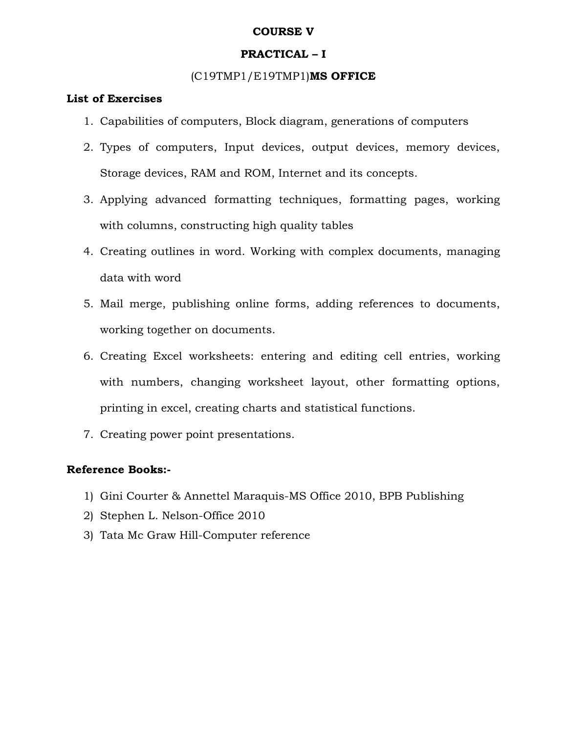# COURSE V

## PRACTICAL – I

### (C19TMP1/E19TMP1)**MS OFFICE**

**List of Exercises**

1. Capabilities of computers, Block diagram, generations of computers
2. Types of computers, Input devices, output devices, memory devices, Storage devices, RAM and ROM, Internet and its concepts.
3. Applying advanced formatting techniques, formatting pages, working with columns, constructing high quality tables
4. Creating outlines in word. Working with complex documents, managing data with word
5. Mail merge, publishing online forms, adding references to documents, working together on documents.
6. Creating Excel worksheets: entering and editing cell entries, working with numbers, changing worksheet layout, other formatting options, printing in excel, creating charts and statistical functions.
7. Creating power point presentations.

**Reference Books:-**

1) Gini Courter & Annettel Maraquis-MS Office 2010, BPB Publishing
2) Stephen L. Nelson-Office 2010
3) Tata Mc Graw Hill-Computer reference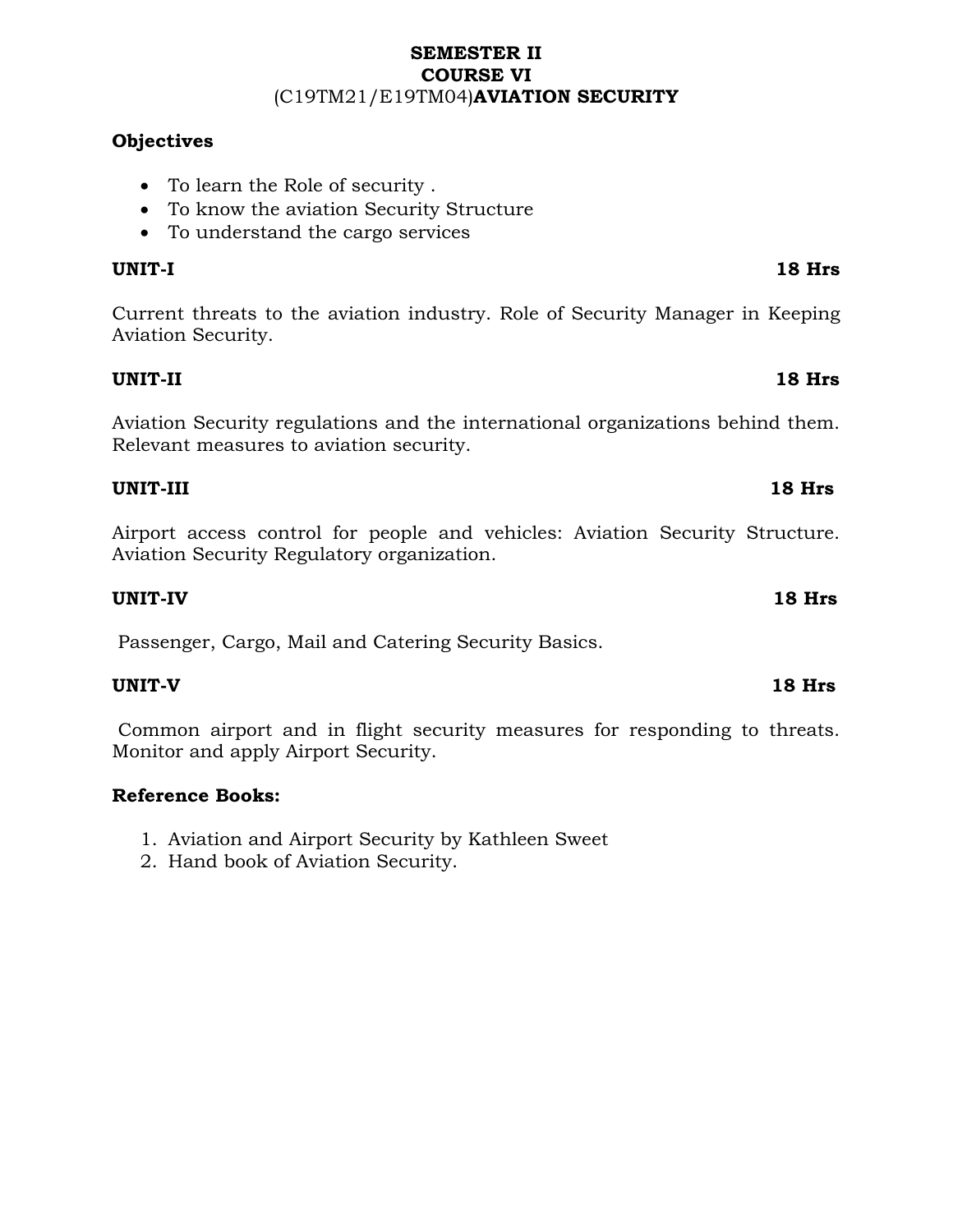# SEMESTER II
# COURSE VI
## (C19TM21/E19TM04)**AVIATION SECURITY**

**Objectives**

- To learn the Role of security .
- To know the aviation Security Structure
- To understand the cargo services

**UNIT-I** **18 Hrs**

Current threats to the aviation industry. Role of Security Manager in Keeping Aviation Security.

**UNIT-II** **18 Hrs**

Aviation Security regulations and the international organizations behind them. Relevant measures to aviation security.

**UNIT-III** **18 Hrs**

Airport access control for people and vehicles: Aviation Security Structure. Aviation Security Regulatory organization.

**UNIT-IV** **18 Hrs**

Passenger, Cargo, Mail and Catering Security Basics.

**UNIT-V** **18 Hrs**

Common airport and in flight security measures for responding to threats. Monitor and apply Airport Security.

**Reference Books:**

1. Aviation and Airport Security by Kathleen Sweet
2. Hand book of Aviation Security.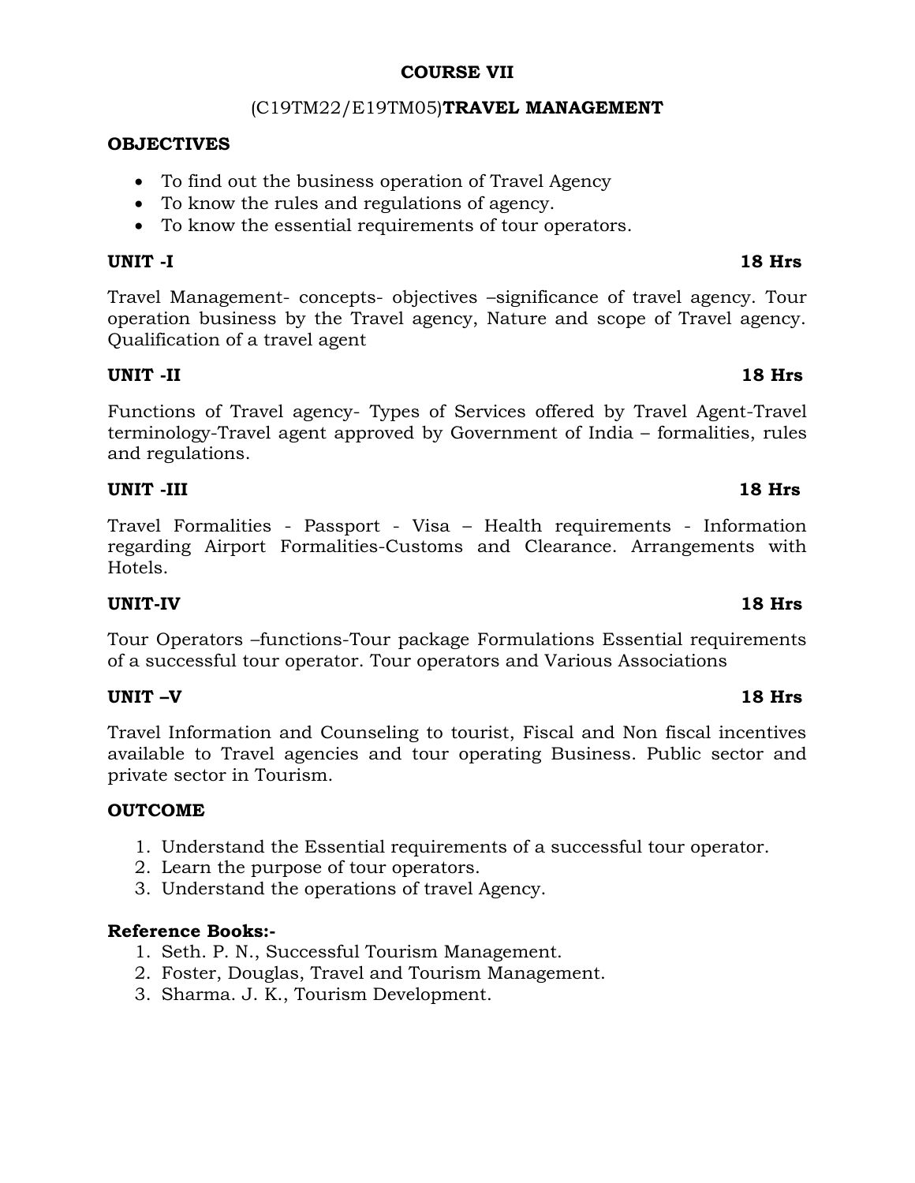# COURSE VII

## (C19TM22/E19TM05)**TRAVEL MANAGEMENT**

**OBJECTIVES**

- To find out the business operation of Travel Agency
- To know the rules and regulations of agency.
- To know the essential requirements of tour operators.

**UNIT -I** **18 Hrs**

Travel Management- concepts- objectives –significance of travel agency. Tour operation business by the Travel agency, Nature and scope of Travel agency. Qualification of a travel agent

**UNIT -II** **18 Hrs**

Functions of Travel agency- Types of Services offered by Travel Agent-Travel terminology-Travel agent approved by Government of India – formalities, rules and regulations.

**UNIT -III** **18 Hrs**

Travel Formalities - Passport - Visa – Health requirements - Information regarding Airport Formalities-Customs and Clearance. Arrangements with Hotels.

**UNIT-IV** **18 Hrs**

Tour Operators –functions-Tour package Formulations Essential requirements of a successful tour operator. Tour operators and Various Associations

**UNIT –V** **18 Hrs**

Travel Information and Counseling to tourist, Fiscal and Non fiscal incentives available to Travel agencies and tour operating Business. Public sector and private sector in Tourism.

**OUTCOME**

1. Understand the Essential requirements of a successful tour operator.
2. Learn the purpose of tour operators.
3. Understand the operations of travel Agency.

**Reference Books:-**

1. Seth. P. N., Successful Tourism Management.
2. Foster, Douglas, Travel and Tourism Management.
3. Sharma. J. K., Tourism Development.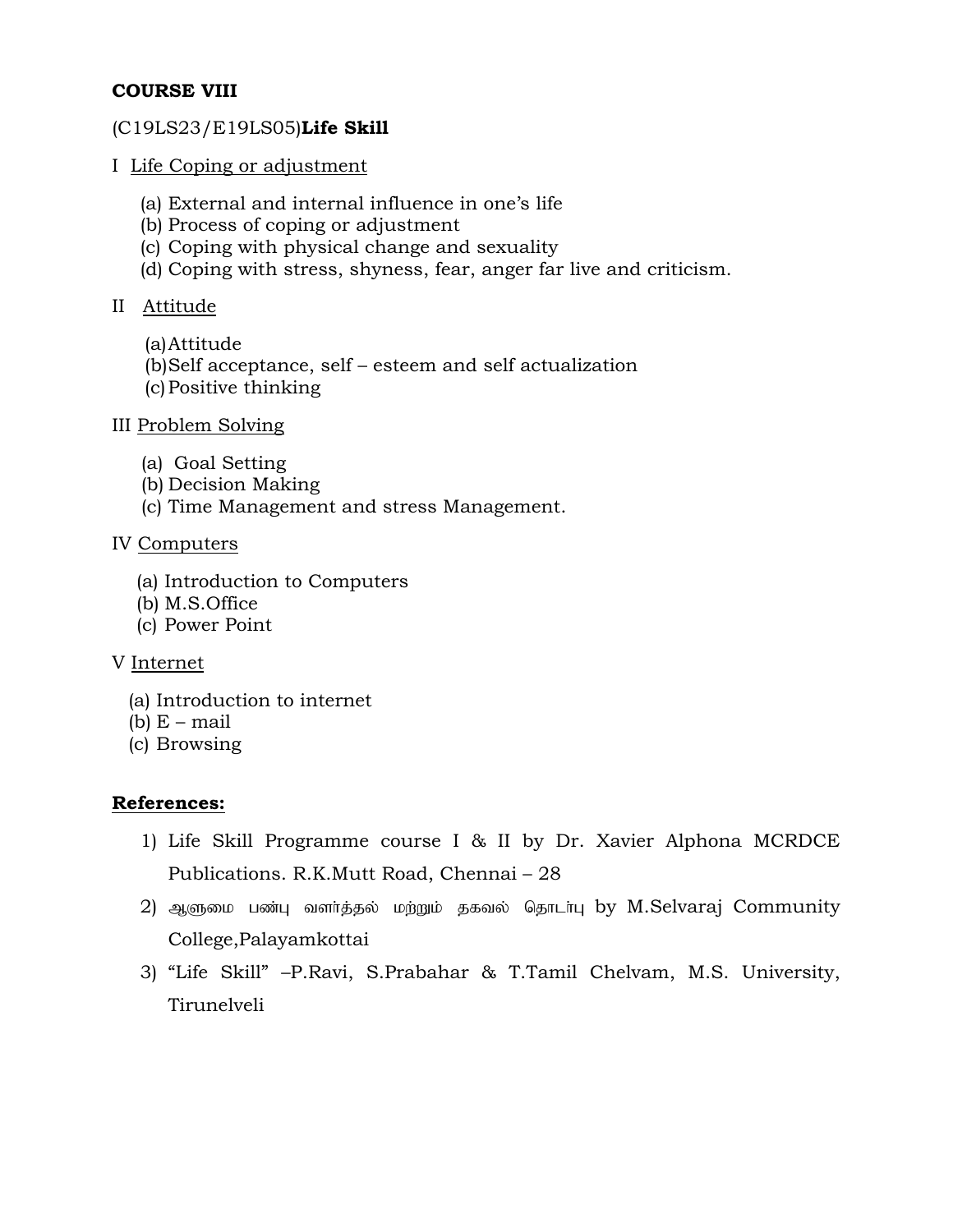**COURSE VIII**

(C19LS23/E19LS05)**Life Skill**

I Life Coping or adjustment

(a) External and internal influence in one's life
(b) Process of coping or adjustment
(c) Coping with physical change and sexuality
(d) Coping with stress, shyness, fear, anger far live and criticism.

II Attitude

(a) Attitude
(b) Self acceptance, self – esteem and self actualization
(c) Positive thinking

III Problem Solving

(a) Goal Setting
(b) Decision Making
(c) Time Management and stress Management.

IV Computers

(a) Introduction to Computers
(b) M.S.Office
(c) Power Point

V Internet

(a) Introduction to internet
(b) E – mail
(c) Browsing

**References:**

1) Life Skill Programme course I & II by Dr. Xavier Alphona MCRDCE Publications. R.K.Mutt Road, Chennai – 28
2) ஆளுமை பண்பு வளர்த்தல் மற்றும் தகவல் தொடர்பு by M.Selvaraj Community College,Palayamkottai
3) "Life Skill" –P.Ravi, S.Prabahar & T.Tamil Chelvam, M.S. University, Tirunelveli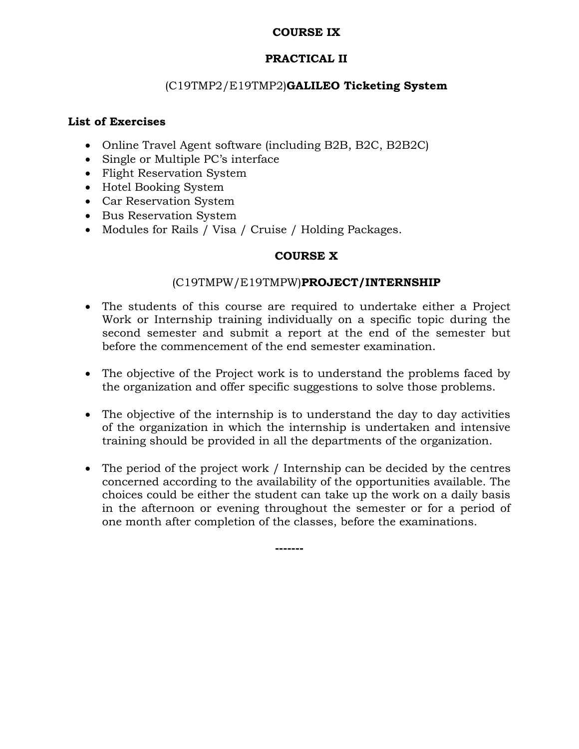**COURSE IX**

**PRACTICAL II**

(C19TMP2/E19TMP2)**GALILEO Ticketing System**

**List of Exercises**

- Online Travel Agent software (including B2B, B2C, B2B2C)
- Single or Multiple PC's interface
- Flight Reservation System
- Hotel Booking System
- Car Reservation System
- Bus Reservation System
- Modules for Rails / Visa / Cruise / Holding Packages.

**COURSE X**

(C19TMPW/E19TMPW)**PROJECT/INTERNSHIP**

- The students of this course are required to undertake either a Project Work or Internship training individually on a specific topic during the second semester and submit a report at the end of the semester but before the commencement of the end semester examination.

- The objective of the Project work is to understand the problems faced by the organization and offer specific suggestions to solve those problems.

- The objective of the internship is to understand the day to day activities of the organization in which the internship is undertaken and intensive training should be provided in all the departments of the organization.

- The period of the project work / Internship can be decided by the centres concerned according to the availability of the opportunities available. The choices could be either the student can take up the work on a daily basis in the afternoon or evening throughout the semester or for a period of one month after completion of the classes, before the examinations.

**-------**